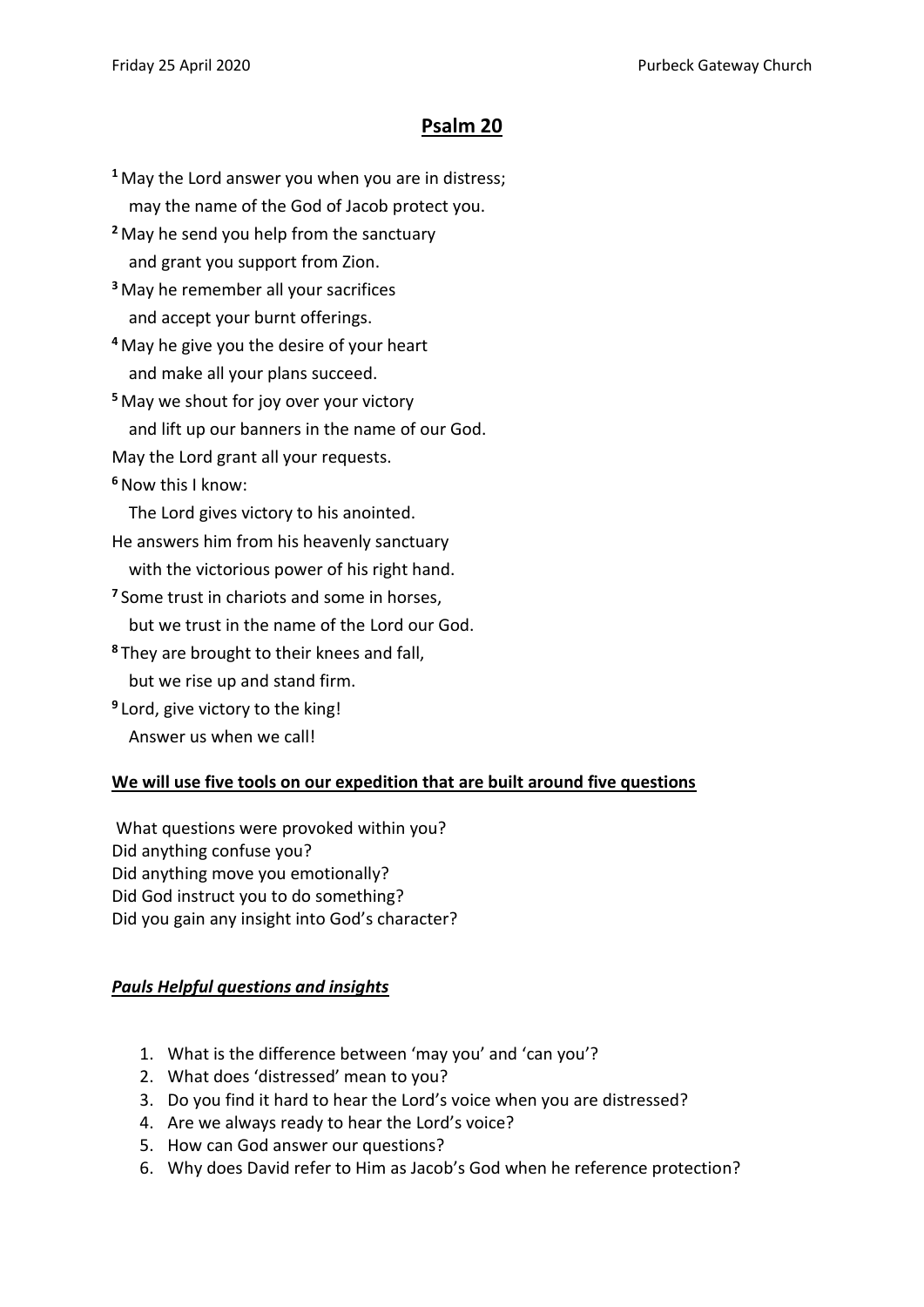## Psalm 20

[1] May the Lord answer you when you are in distress;
may the name of the God of Jacob protect you.
[2] May he send you help from the sanctuary
and grant you support from Zion.
[3] May he remember all your sacrifices
and accept your burnt offerings.
[4] May he give you the desire of your heart
and make all your plans succeed.
[5] May we shout for joy over your victory
and lift up our banners in the name of our God.
May the Lord grant all your requests.
[6] Now this I know:
The Lord gives victory to his anointed.
He answers him from his heavenly sanctuary
with the victorious power of his right hand.
[7] Some trust in chariots and some in horses,
but we trust in the name of the Lord our God.
[8] They are brought to their knees and fall,
but we rise up and stand firm.
[9] Lord, give victory to the king!
Answer us when we call!

**We will use five tools on our expedition that are built around five questions**

What questions were provoked within you?
Did anything confuse you?
Did anything move you emotionally?
Did God instruct you to do something?
Did you gain any insight into God's character?

***Pauls Helpful questions and insights***

1. What is the difference between 'may you' and 'can you'?
2. What does 'distressed' mean to you?
3. Do you find it hard to hear the Lord's voice when you are distressed?
4. Are we always ready to hear the Lord's voice?
5. How can God answer our questions?
6. Why does David refer to Him as Jacob's God when he reference protection?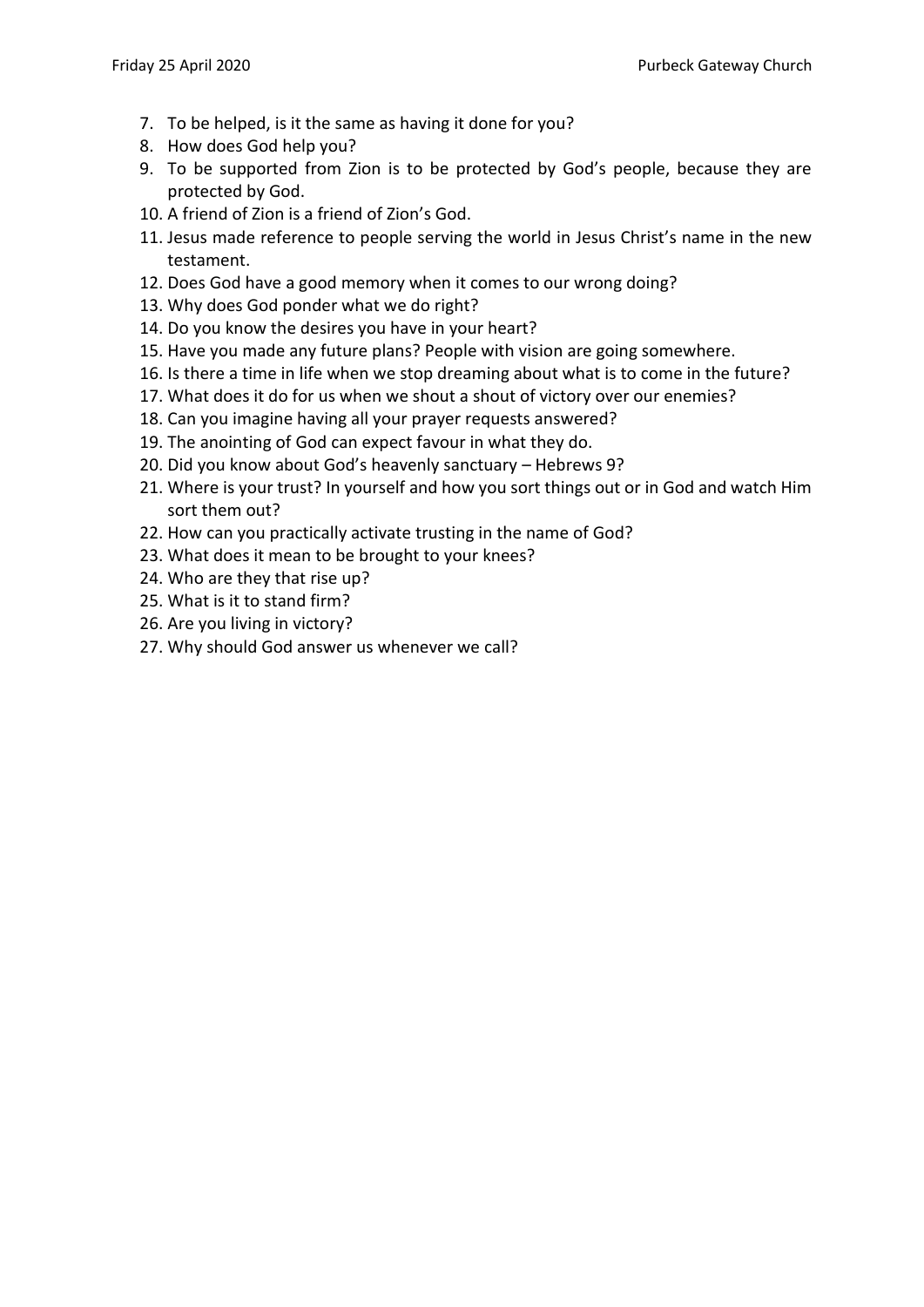7. To be helped, is it the same as having it done for you?
8. How does God help you?
9. To be supported from Zion is to be protected by God's people, because they are protected by God.
10. A friend of Zion is a friend of Zion's God.
11. Jesus made reference to people serving the world in Jesus Christ's name in the new testament.
12. Does God have a good memory when it comes to our wrong doing?
13. Why does God ponder what we do right?
14. Do you know the desires you have in your heart?
15. Have you made any future plans? People with vision are going somewhere.
16. Is there a time in life when we stop dreaming about what is to come in the future?
17. What does it do for us when we shout a shout of victory over our enemies?
18. Can you imagine having all your prayer requests answered?
19. The anointing of God can expect favour in what they do.
20. Did you know about God's heavenly sanctuary – Hebrews 9?
21. Where is your trust? In yourself and how you sort things out or in God and watch Him sort them out?
22. How can you practically activate trusting in the name of God?
23. What does it mean to be brought to your knees?
24. Who are they that rise up?
25. What is it to stand firm?
26. Are you living in victory?
27. Why should God answer us whenever we call?